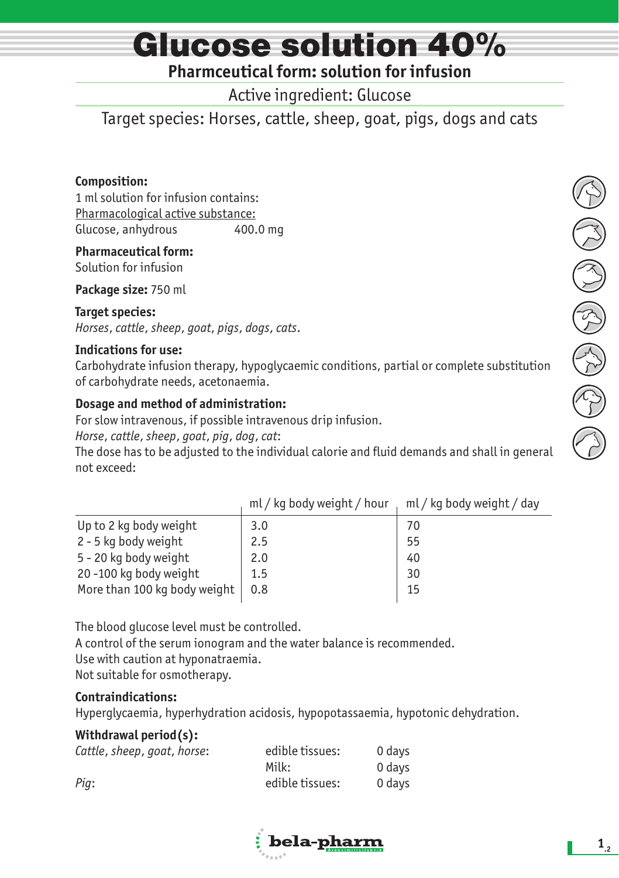# Glucose solution 40%

## Pharmceutical form: solution for infusion

Active ingredient: Glucose

Target species: Horses, cattle, sheep, goat, pigs, dogs and cats

**Composition:**
1 ml solution for infusion contains:
Pharmacological active substance:
Glucose, anhydrous 400.0 mg

**Pharmaceutical form:**
Solution for infusion

**Package size:** 750 ml

**Target species:**
*Horses, cattle, sheep, goat, pigs, dogs, cats.*

**Indications for use:**
Carbohydrate infusion therapy, hypoglycaemic conditions, partial or complete substitution of carbohydrate needs, acetonaemia.

**Dosage and method of administration:**
For slow intravenous, if possible intravenous drip infusion.
*Horse, cattle, sheep, goat, pig, dog, cat:*
The dose has to be adjusted to the individual calorie and fluid demands and shall in general not exceed:

| | ml / kg body weight / hour | ml / kg body weight / day |
|---|---|---|
| Up to 2 kg body weight | 3.0 | 70 |
| 2 - 5 kg body weight | 2.5 | 55 |
| 5 - 20 kg body weight | 2.0 | 40 |
| 20 -100 kg body weight | 1.5 | 30 |
| More than 100 kg body weight | 0.8 | 15 |

The blood glucose level must be controlled.
A control of the serum ionogram and the water balance is recommended.
Use with caution at hyponatraemia.
Not suitable for osmotherapy.

**Contraindications:**
Hyperglycaemia, hyperhydration acidosis, hypopotassaemia, hypotonic dehydration.

**Withdrawal period(s):**

| | | |
|---|---|---|
| *Cattle, sheep, goat, horse:* | edible tissues: | 0 days |
| | Milk: | 0 days |
| *Pig:* | edible tissues: | 0 days |

bela-pharm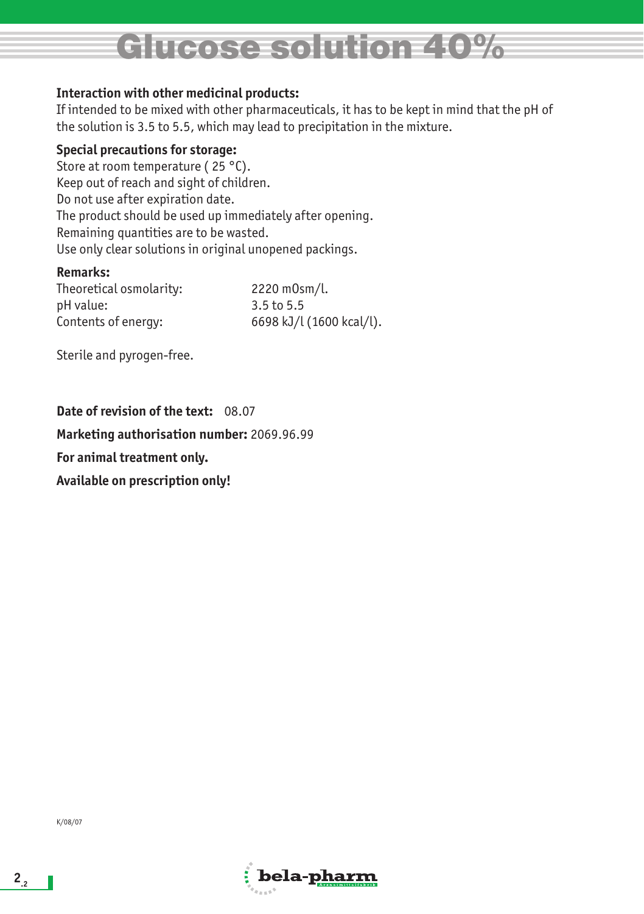# Glucose solution 40%

**Interaction with other medicinal products:**
If intended to be mixed with other pharmaceuticals, it has to be kept in mind that the pH of the solution is 3.5 to 5.5, which may lead to precipitation in the mixture.

**Special precautions for storage:**
Store at room temperature ( 25 °C).
Keep out of reach and sight of children.
Do not use after expiration date.
The product should be used up immediately after opening.
Remaining quantities are to be wasted.
Use only clear solutions in original unopened packings.

**Remarks:**

| | |
|---|---|
| Theoretical osmolarity: | 2220 mOsm/l. |
| pH value: | 3.5 to 5.5 |
| Contents of energy: | 6698 kJ/l (1600 kcal/l). |

Sterile and pyrogen-free.

**Date of revision of the text:** 08.07

**Marketing authorisation number:** 2069.96.99

**For animal treatment only.**

**Available on prescription only!**

K/08/07

bela-pharm
Arzneimittelfabrik